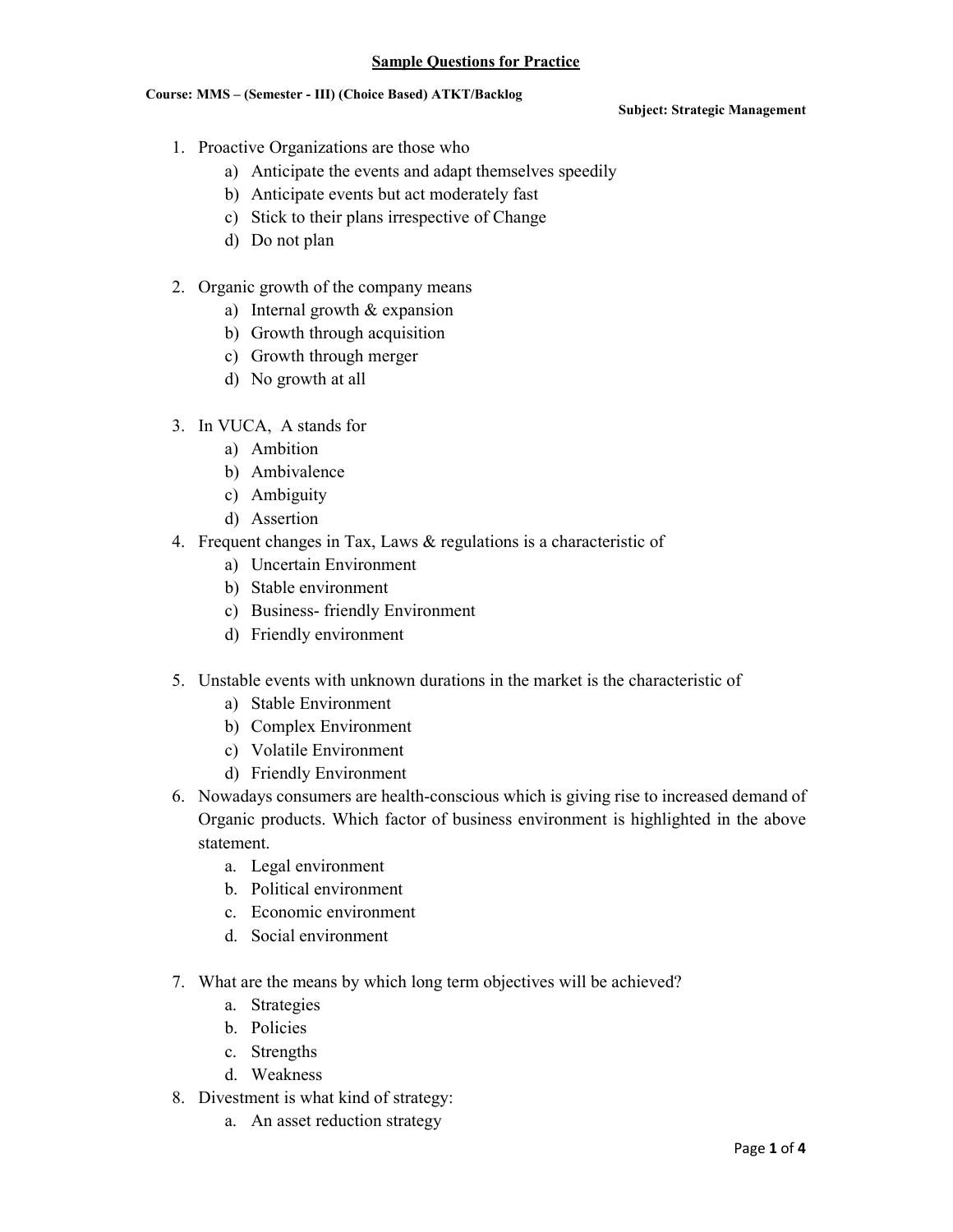# Sample Questions for Practice

**Course: MMS – (Semester - III) (Choice Based) ATKT/Backlog**

**Subject: Strategic Management**

1. Proactive Organizations are those who
   a) Anticipate the events and adapt themselves speedily
   b) Anticipate events but act moderately fast
   c) Stick to their plans irrespective of Change
   d) Do not plan

2. Organic growth of the company means
   a) Internal growth & expansion
   b) Growth through acquisition
   c) Growth through merger
   d) No growth at all

3. In VUCA, A stands for
   a) Ambition
   b) Ambivalence
   c) Ambiguity
   d) Assertion

4. Frequent changes in Tax, Laws & regulations is a characteristic of
   a) Uncertain Environment
   b) Stable environment
   c) Business- friendly Environment
   d) Friendly environment

5. Unstable events with unknown durations in the market is the characteristic of
   a) Stable Environment
   b) Complex Environment
   c) Volatile Environment
   d) Friendly Environment

6. Nowadays consumers are health-conscious which is giving rise to increased demand of Organic products. Which factor of business environment is highlighted in the above statement.
   a. Legal environment
   b. Political environment
   c. Economic environment
   d. Social environment

7. What are the means by which long term objectives will be achieved?
   a. Strategies
   b. Policies
   c. Strengths
   d. Weakness

8. Divestment is what kind of strategy:
   a. An asset reduction strategy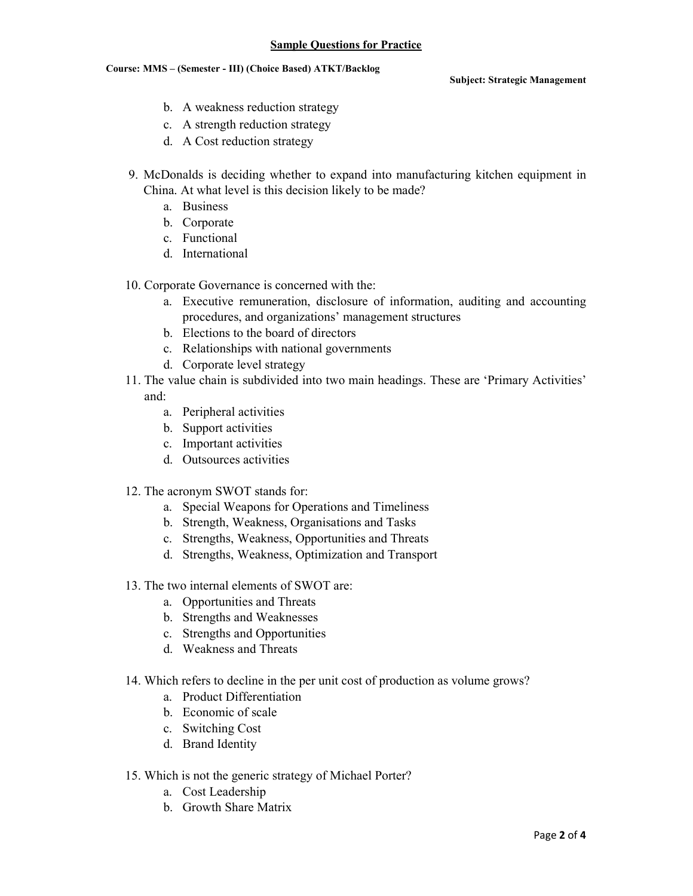b. A weakness reduction strategy
c. A strength reduction strategy
d. A Cost reduction strategy

9. McDonalds is deciding whether to expand into manufacturing kitchen equipment in China. At what level is this decision likely to be made?
   a. Business
   b. Corporate
   c. Functional
   d. International

10. Corporate Governance is concerned with the:
    a. Executive remuneration, disclosure of information, auditing and accounting procedures, and organizations' management structures
    b. Elections to the board of directors
    c. Relationships with national governments
    d. Corporate level strategy

11. The value chain is subdivided into two main headings. These are 'Primary Activities' and:
    a. Peripheral activities
    b. Support activities
    c. Important activities
    d. Outsources activities

12. The acronym SWOT stands for:
    a. Special Weapons for Operations and Timeliness
    b. Strength, Weakness, Organisations and Tasks
    c. Strengths, Weakness, Opportunities and Threats
    d. Strengths, Weakness, Optimization and Transport

13. The two internal elements of SWOT are:
    a. Opportunities and Threats
    b. Strengths and Weaknesses
    c. Strengths and Opportunities
    d. Weakness and Threats

14. Which refers to decline in the per unit cost of production as volume grows?
    a. Product Differentiation
    b. Economic of scale
    c. Switching Cost
    d. Brand Identity

15. Which is not the generic strategy of Michael Porter?
    a. Cost Leadership
    b. Growth Share Matrix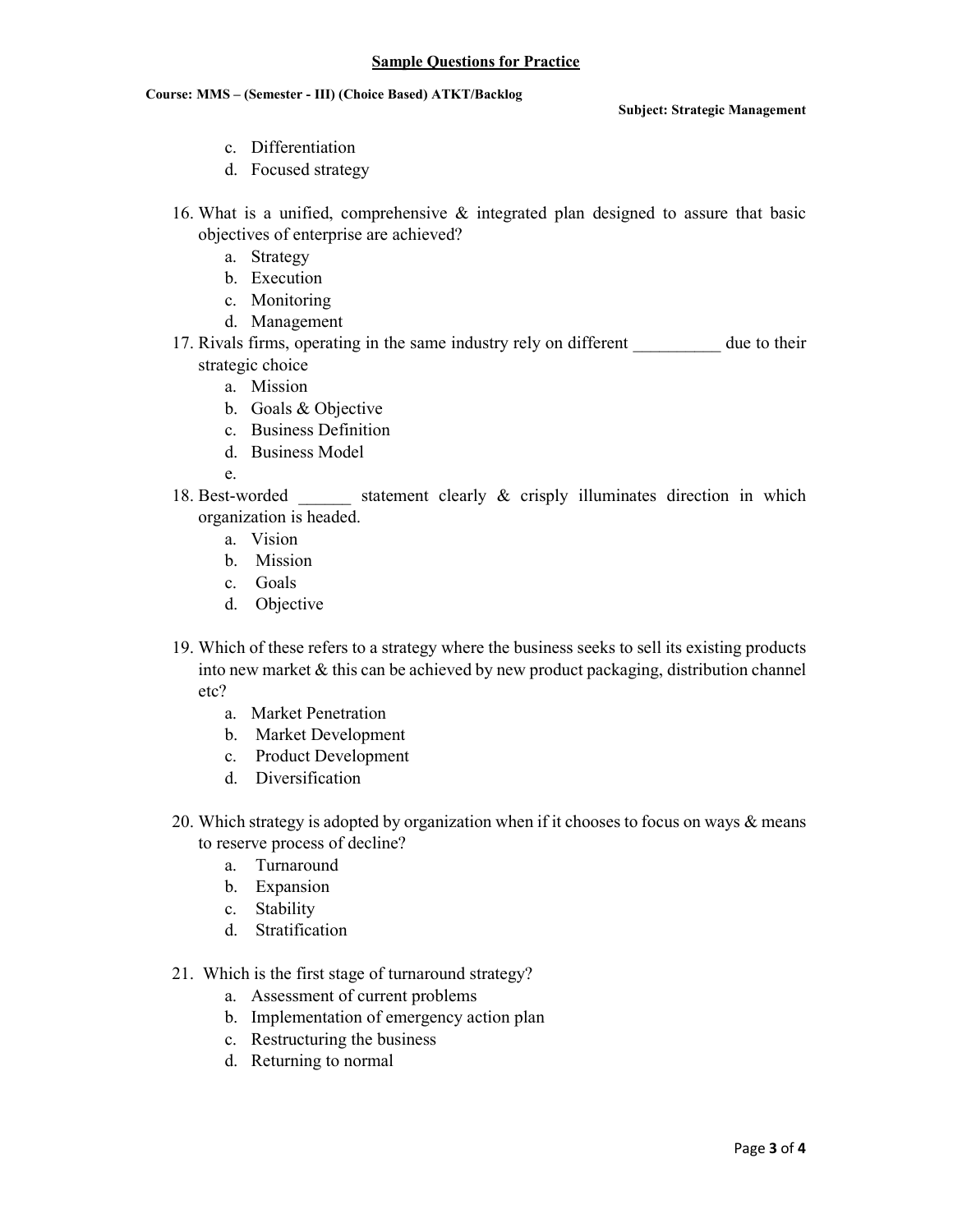c. Differentiation
d. Focused strategy

16. What is a unified, comprehensive & integrated plan designed to assure that basic objectives of enterprise are achieved?
    a. Strategy
    b. Execution
    c. Monitoring
    d. Management
17. Rivals firms, operating in the same industry rely on different __________ due to their strategic choice
    a. Mission
    b. Goals & Objective
    c. Business Definition
    d. Business Model
    e.
18. Best-worded ______ statement clearly & crisply illuminates direction in which organization is headed.
    a. Vision
    b. Mission
    c. Goals
    d. Objective

19. Which of these refers to a strategy where the business seeks to sell its existing products into new market & this can be achieved by new product packaging, distribution channel etc?
    a. Market Penetration
    b. Market Development
    c. Product Development
    d. Diversification

20. Which strategy is adopted by organization when if it chooses to focus on ways & means to reserve process of decline?
    a. Turnaround
    b. Expansion
    c. Stability
    d. Stratification

21. Which is the first stage of turnaround strategy?
    a. Assessment of current problems
    b. Implementation of emergency action plan
    c. Restructuring the business
    d. Returning to normal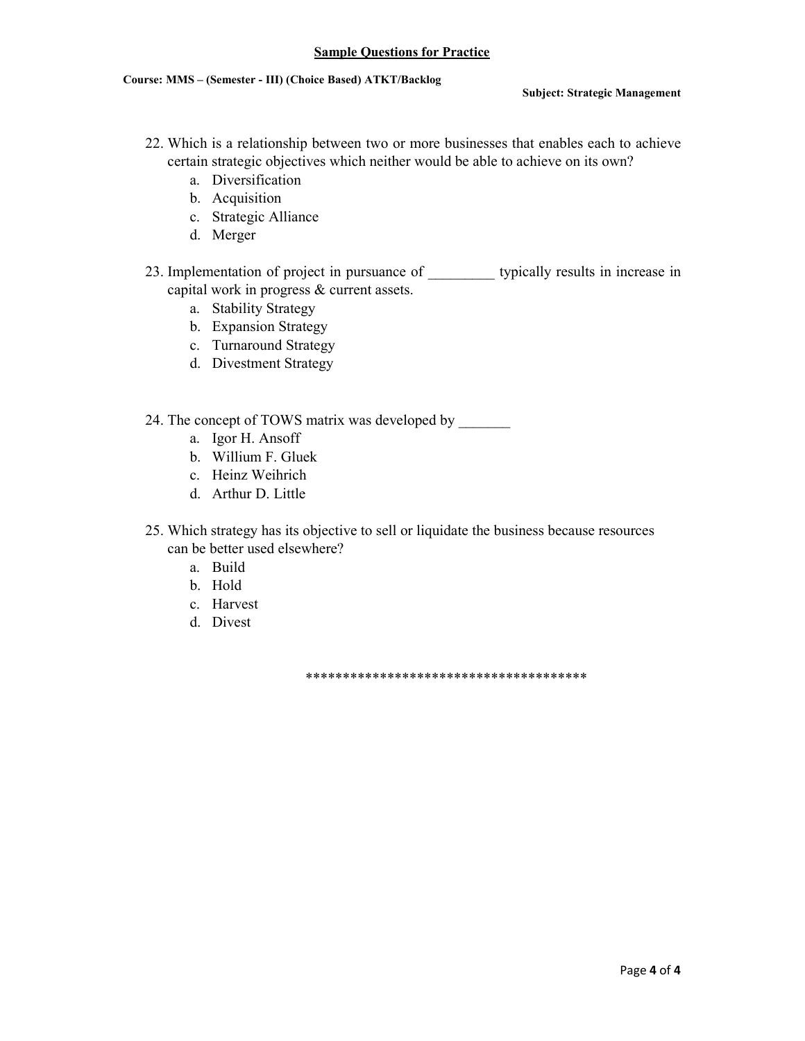22. Which is a relationship between two or more businesses that enables each to achieve certain strategic objectives which neither would be able to achieve on its own?
    a. Diversification
    b. Acquisition
    c. Strategic Alliance
    d. Merger

23. Implementation of project in pursuance of _________ typically results in increase in capital work in progress & current assets.
    a. Stability Strategy
    b. Expansion Strategy
    c. Turnaround Strategy
    d. Divestment Strategy

24. The concept of TOWS matrix was developed by _______
    a. Igor H. Ansoff
    b. Willium F. Gluek
    c. Heinz Weihrich
    d. Arthur D. Little

25. Which strategy has its objective to sell or liquidate the business because resources can be better used elsewhere?
    a. Build
    b. Hold
    c. Harvest
    d. Divest

*************************************